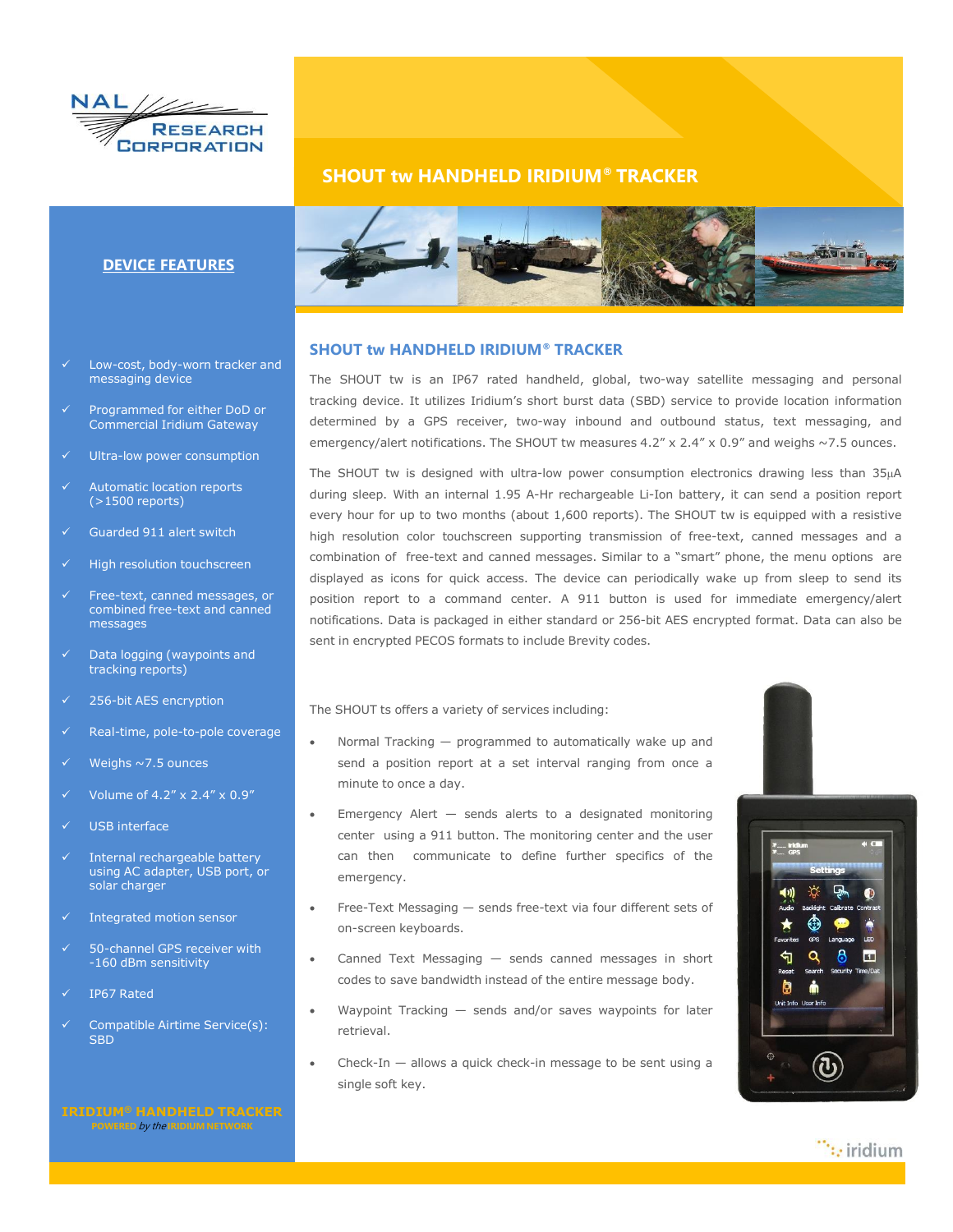NAL RESEARCH CORPORATION

# SHOUT tw HANDHELD IRIDIUM® TRACKER

## DEVICE FEATURES

- ✓ Low-cost, body-worn tracker and messaging device
- ✓ Programmed for either DoD or Commercial Iridium Gateway
- ✓ Ultra-low power consumption
- ✓ Automatic location reports (>1500 reports)
- ✓ Guarded 911 alert switch
- ✓ High resolution touchscreen
- ✓ Free-text, canned messages, or combined free-text and canned messages
- ✓ Data logging (waypoints and tracking reports)
- ✓ 256-bit AES encryption
- ✓ Real-time, pole-to-pole coverage
- ✓ Weighs ~7.5 ounces
- ✓ Volume of 4.2" x 2.4" x 0.9"
- ✓ USB interface
- ✓ Internal rechargeable battery using AC adapter, USB port, or solar charger
- ✓ Integrated motion sensor
- ✓ 50-channel GPS receiver with -160 dBm sensitivity
- ✓ IP67 Rated
- ✓ Compatible Airtime Service(s): SBD

**IRIDIUM® HANDHELD TRACKER**
POWERED *by the* IRIDIUM NETWORK

## SHOUT tw HANDHELD IRIDIUM® TRACKER

The SHOUT tw is an IP67 rated handheld, global, two-way satellite messaging and personal tracking device. It utilizes Iridium's short burst data (SBD) service to provide location information determined by a GPS receiver, two-way inbound and outbound status, text messaging, and emergency/alert notifications. The SHOUT tw measures 4.2" x 2.4" x 0.9" and weighs ~7.5 ounces.

The SHOUT tw is designed with ultra-low power consumption electronics drawing less than 35μA during sleep. With an internal 1.95 A-Hr rechargeable Li-Ion battery, it can send a position report every hour for up to two months (about 1,600 reports). The SHOUT tw is equipped with a resistive high resolution color touchscreen supporting transmission of free-text, canned messages and a combination of free-text and canned messages. Similar to a "smart" phone, the menu options are displayed as icons for quick access. The device can periodically wake up from sleep to send its position report to a command center. A 911 button is used for immediate emergency/alert notifications. Data is packaged in either standard or 256-bit AES encrypted format. Data can also be sent in encrypted PECOS formats to include Brevity codes.

The SHOUT ts offers a variety of services including:

- Normal Tracking — programmed to automatically wake up and send a position report at a set interval ranging from once a minute to once a day.
- Emergency Alert — sends alerts to a designated monitoring center using a 911 button. The monitoring center and the user can then communicate to define further specifics of the emergency.
- Free-Text Messaging — sends free-text via four different sets of on-screen keyboards.
- Canned Text Messaging — sends canned messages in short codes to save bandwidth instead of the entire message body.
- Waypoint Tracking — sends and/or saves waypoints for later retrieval.
- Check-In — allows a quick check-in message to be sent using a single soft key.

iridium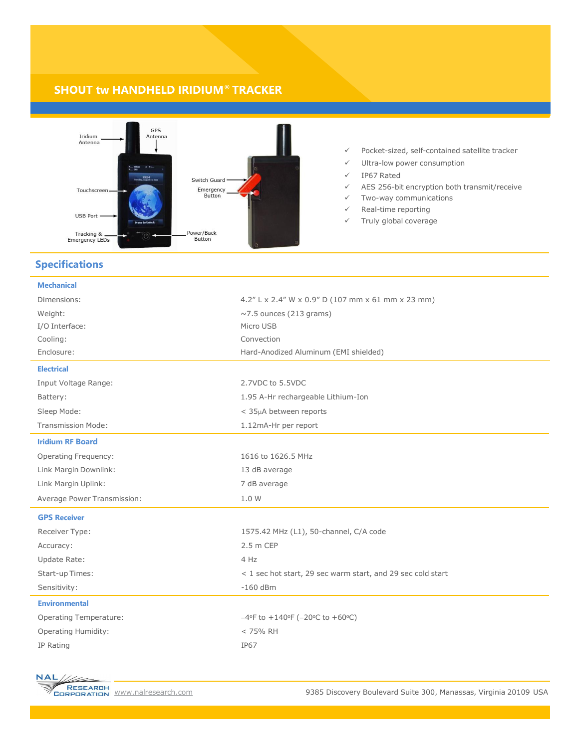# SHOUT tw HANDHELD IRIDIUM® TRACKER

Iridium Antenna
GPS Antenna
Touchscreen
USB Port
Tracking & Emergency LEDs
Switch Guard
Emergency Button
Power/Back Button

- ✓ Pocket-sized, self-contained satellite tracker
- ✓ Ultra-low power consumption
- ✓ IP67 Rated
- ✓ AES 256-bit encryption both transmit/receive
- ✓ Two-way communications
- ✓ Real-time reporting
- ✓ Truly global coverage

## Specifications

### Mechanical

| | |
|---|---|
| Dimensions: | 4.2” L x 2.4” W x 0.9” D (107 mm x 61 mm x 23 mm) |
| Weight: | ~7.5 ounces (213 grams) |
| I/O Interface: | Micro USB |
| Cooling: | Convection |
| Enclosure: | Hard-Anodized Aluminum (EMI shielded) |

### Electrical

| | |
|---|---|
| Input Voltage Range: | 2.7VDC to 5.5VDC |
| Battery: | 1.95 A-Hr rechargeable Lithium-Ion |
| Sleep Mode: | < 35μA between reports |
| Transmission Mode: | 1.12mA-Hr per report |

### Iridium RF Board

| | |
|---|---|
| Operating Frequency: | 1616 to 1626.5 MHz |
| Link Margin Downlink: | 13 dB average |
| Link Margin Uplink: | 7 dB average |
| Average Power Transmission: | 1.0 W |

### GPS Receiver

| | |
|---|---|
| Receiver Type: | 1575.42 MHz (L1), 50-channel, C/A code |
| Accuracy: | 2.5 m CEP |
| Update Rate: | 4 Hz |
| Start-up Times: | < 1 sec hot start, 29 sec warm start, and 29 sec cold start |
| Sensitivity: | -160 dBm |

### Environmental

| | |
|---|---|
| Operating Temperature: | –4ºF to +140ºF (–20ºC to +60ºC) |
| Operating Humidity: | < 75% RH |
| IP Rating | IP67 |

NAL Research Corporation www.nalresearch.com 9385 Discovery Boulevard Suite 300, Manassas, Virginia 20109 USA